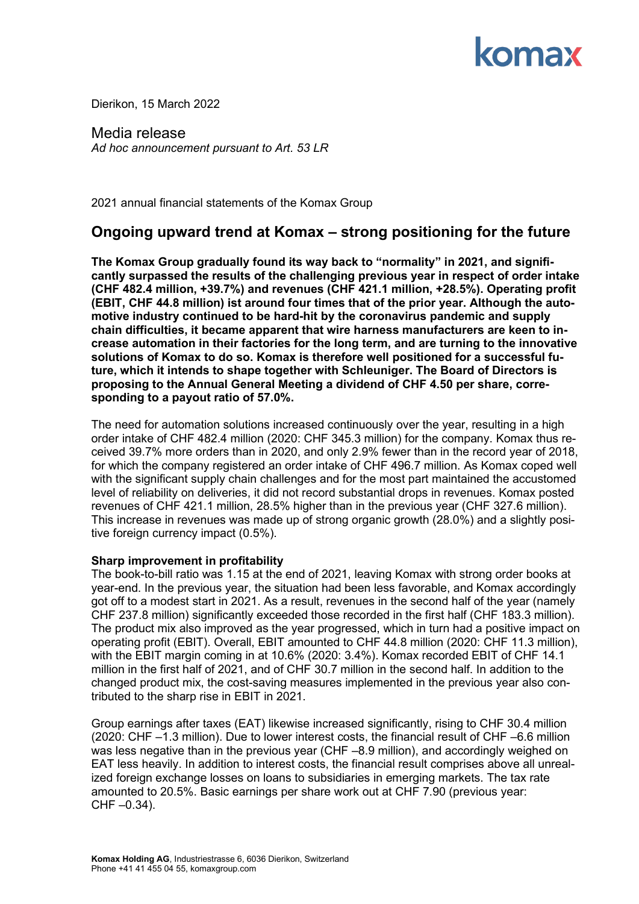Dierikon, 15 March 2022

Media release
*Ad hoc announcement pursuant to Art. 53 LR*

2021 annual financial statements of the Komax Group

## Ongoing upward trend at Komax – strong positioning for the future

**The Komax Group gradually found its way back to "normality" in 2021, and significantly surpassed the results of the challenging previous year in respect of order intake (CHF 482.4 million, +39.7%) and revenues (CHF 421.1 million, +28.5%). Operating profit (EBIT, CHF 44.8 million) ist around four times that of the prior year. Although the automotive industry continued to be hard-hit by the coronavirus pandemic and supply chain difficulties, it became apparent that wire harness manufacturers are keen to increase automation in their factories for the long term, and are turning to the innovative solutions of Komax to do so. Komax is therefore well positioned for a successful future, which it intends to shape together with Schleuniger. The Board of Directors is proposing to the Annual General Meeting a dividend of CHF 4.50 per share, corresponding to a payout ratio of 57.0%.**

The need for automation solutions increased continuously over the year, resulting in a high order intake of CHF 482.4 million (2020: CHF 345.3 million) for the company. Komax thus received 39.7% more orders than in 2020, and only 2.9% fewer than in the record year of 2018, for which the company registered an order intake of CHF 496.7 million. As Komax coped well with the significant supply chain challenges and for the most part maintained the accustomed level of reliability on deliveries, it did not record substantial drops in revenues. Komax posted revenues of CHF 421.1 million, 28.5% higher than in the previous year (CHF 327.6 million). This increase in revenues was made up of strong organic growth (28.0%) and a slightly positive foreign currency impact (0.5%).

**Sharp improvement in profitability**
The book-to-bill ratio was 1.15 at the end of 2021, leaving Komax with strong order books at year-end. In the previous year, the situation had been less favorable, and Komax accordingly got off to a modest start in 2021. As a result, revenues in the second half of the year (namely CHF 237.8 million) significantly exceeded those recorded in the first half (CHF 183.3 million). The product mix also improved as the year progressed, which in turn had a positive impact on operating profit (EBIT). Overall, EBIT amounted to CHF 44.8 million (2020: CHF 11.3 million), with the EBIT margin coming in at 10.6% (2020: 3.4%). Komax recorded EBIT of CHF 14.1 million in the first half of 2021, and of CHF 30.7 million in the second half. In addition to the changed product mix, the cost-saving measures implemented in the previous year also contributed to the sharp rise in EBIT in 2021.

Group earnings after taxes (EAT) likewise increased significantly, rising to CHF 30.4 million (2020: CHF –1.3 million). Due to lower interest costs, the financial result of CHF –6.6 million was less negative than in the previous year (CHF –8.9 million), and accordingly weighed on EAT less heavily. In addition to interest costs, the financial result comprises above all unrealized foreign exchange losses on loans to subsidiaries in emerging markets. The tax rate amounted to 20.5%. Basic earnings per share work out at CHF 7.90 (previous year: CHF –0.34).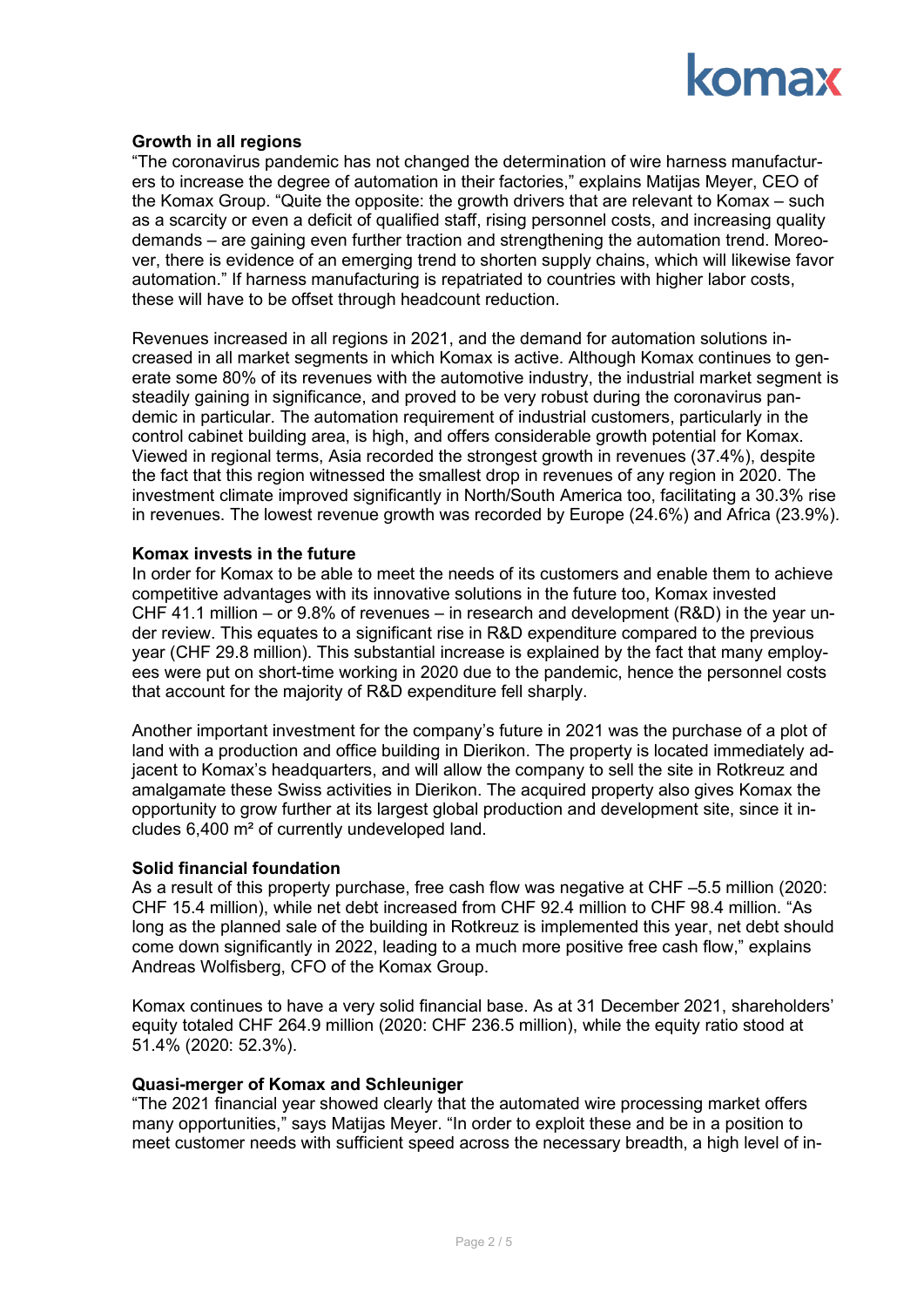**Growth in all regions**

"The coronavirus pandemic has not changed the determination of wire harness manufacturers to increase the degree of automation in their factories," explains Matijas Meyer, CEO of the Komax Group. "Quite the opposite: the growth drivers that are relevant to Komax – such as a scarcity or even a deficit of qualified staff, rising personnel costs, and increasing quality demands – are gaining even further traction and strengthening the automation trend. Moreover, there is evidence of an emerging trend to shorten supply chains, which will likewise favor automation." If harness manufacturing is repatriated to countries with higher labor costs, these will have to be offset through headcount reduction.

Revenues increased in all regions in 2021, and the demand for automation solutions increased in all market segments in which Komax is active. Although Komax continues to generate some 80% of its revenues with the automotive industry, the industrial market segment is steadily gaining in significance, and proved to be very robust during the coronavirus pandemic in particular. The automation requirement of industrial customers, particularly in the control cabinet building area, is high, and offers considerable growth potential for Komax. Viewed in regional terms, Asia recorded the strongest growth in revenues (37.4%), despite the fact that this region witnessed the smallest drop in revenues of any region in 2020. The investment climate improved significantly in North/South America too, facilitating a 30.3% rise in revenues. The lowest revenue growth was recorded by Europe (24.6%) and Africa (23.9%).

**Komax invests in the future**

In order for Komax to be able to meet the needs of its customers and enable them to achieve competitive advantages with its innovative solutions in the future too, Komax invested CHF 41.1 million – or 9.8% of revenues – in research and development (R&D) in the year under review. This equates to a significant rise in R&D expenditure compared to the previous year (CHF 29.8 million). This substantial increase is explained by the fact that many employees were put on short-time working in 2020 due to the pandemic, hence the personnel costs that account for the majority of R&D expenditure fell sharply.

Another important investment for the company's future in 2021 was the purchase of a plot of land with a production and office building in Dierikon. The property is located immediately adjacent to Komax's headquarters, and will allow the company to sell the site in Rotkreuz and amalgamate these Swiss activities in Dierikon. The acquired property also gives Komax the opportunity to grow further at its largest global production and development site, since it includes 6,400 m² of currently undeveloped land.

**Solid financial foundation**

As a result of this property purchase, free cash flow was negative at CHF –5.5 million (2020: CHF 15.4 million), while net debt increased from CHF 92.4 million to CHF 98.4 million. "As long as the planned sale of the building in Rotkreuz is implemented this year, net debt should come down significantly in 2022, leading to a much more positive free cash flow," explains Andreas Wolfisberg, CFO of the Komax Group.

Komax continues to have a very solid financial base. As at 31 December 2021, shareholders' equity totaled CHF 264.9 million (2020: CHF 236.5 million), while the equity ratio stood at 51.4% (2020: 52.3%).

**Quasi-merger of Komax and Schleuniger**

"The 2021 financial year showed clearly that the automated wire processing market offers many opportunities," says Matijas Meyer. "In order to exploit these and be in a position to meet customer needs with sufficient speed across the necessary breadth, a high level of in-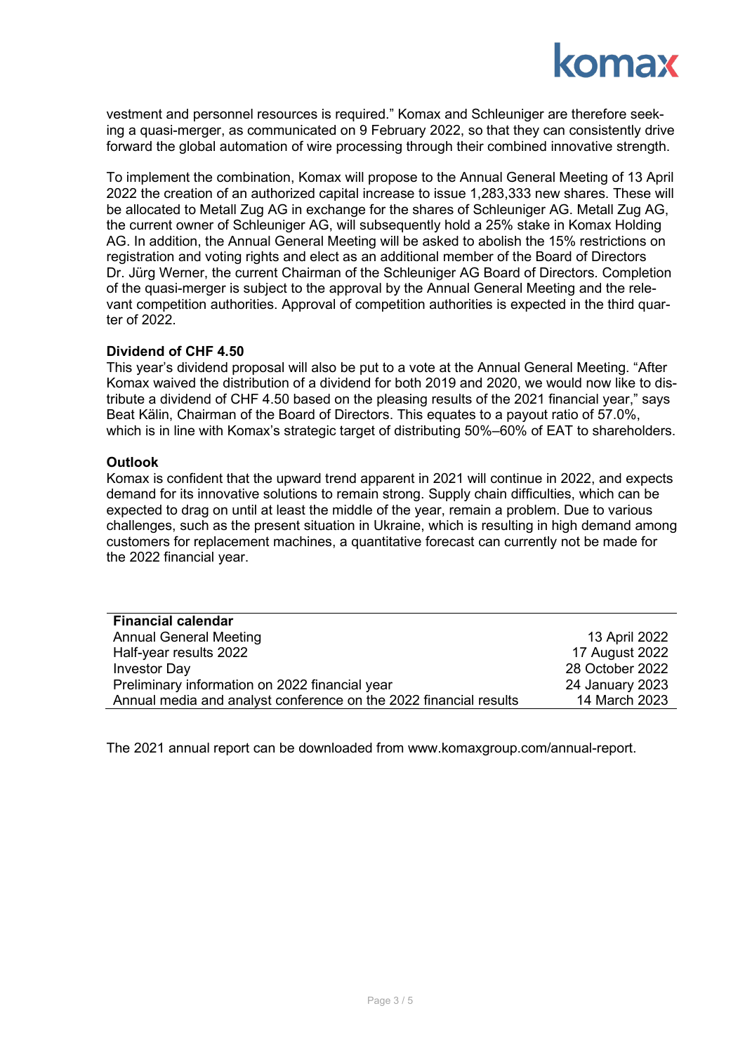vestment and personnel resources is required." Komax and Schleuniger are therefore seeking a quasi-merger, as communicated on 9 February 2022, so that they can consistently drive forward the global automation of wire processing through their combined innovative strength.

To implement the combination, Komax will propose to the Annual General Meeting of 13 April 2022 the creation of an authorized capital increase to issue 1,283,333 new shares. These will be allocated to Metall Zug AG in exchange for the shares of Schleuniger AG. Metall Zug AG, the current owner of Schleuniger AG, will subsequently hold a 25% stake in Komax Holding AG. In addition, the Annual General Meeting will be asked to abolish the 15% restrictions on registration and voting rights and elect as an additional member of the Board of Directors Dr. Jürg Werner, the current Chairman of the Schleuniger AG Board of Directors. Completion of the quasi-merger is subject to the approval by the Annual General Meeting and the relevant competition authorities. Approval of competition authorities is expected in the third quarter of 2022.

**Dividend of CHF 4.50**

This year's dividend proposal will also be put to a vote at the Annual General Meeting. "After Komax waived the distribution of a dividend for both 2019 and 2020, we would now like to distribute a dividend of CHF 4.50 based on the pleasing results of the 2021 financial year," says Beat Kälin, Chairman of the Board of Directors. This equates to a payout ratio of 57.0%, which is in line with Komax's strategic target of distributing 50%–60% of EAT to shareholders.

**Outlook**

Komax is confident that the upward trend apparent in 2021 will continue in 2022, and expects demand for its innovative solutions to remain strong. Supply chain difficulties, which can be expected to drag on until at least the middle of the year, remain a problem. Due to various challenges, such as the present situation in Ukraine, which is resulting in high demand among customers for replacement machines, a quantitative forecast can currently not be made for the 2022 financial year.

| **Financial calendar** | |
|---|---|
| Annual General Meeting | 13 April 2022 |
| Half-year results 2022 | 17 August 2022 |
| Investor Day | 28 October 2022 |
| Preliminary information on 2022 financial year | 24 January 2023 |
| Annual media and analyst conference on the 2022 financial results | 14 March 2023 |

The 2021 annual report can be downloaded from www.komaxgroup.com/annual-report.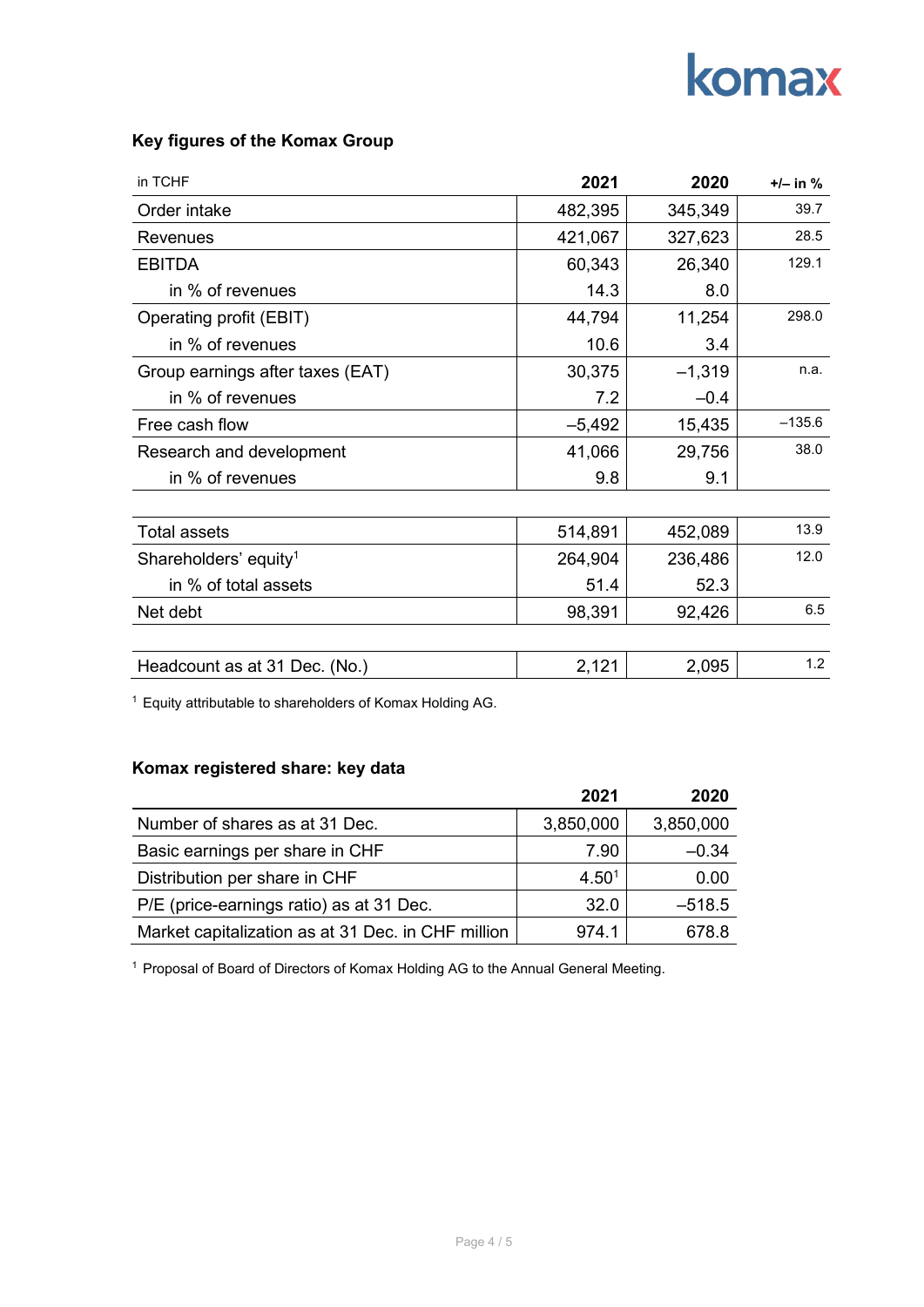komax

## Key figures of the Komax Group

| in TCHF | 2021 | 2020 | +/– in % |
|---|---|---|---|
| Order intake | 482,395 | 345,349 | 39.7 |
| Revenues | 421,067 | 327,623 | 28.5 |
| EBITDA | 60,343 | 26,340 | 129.1 |
| in % of revenues | 14.3 | 8.0 | |
| Operating profit (EBIT) | 44,794 | 11,254 | 298.0 |
| in % of revenues | 10.6 | 3.4 | |
| Group earnings after taxes (EAT) | 30,375 | –1,319 | n.a. |
| in % of revenues | 7.2 | –0.4 | |
| Free cash flow | –5,492 | 15,435 | –135.6 |
| Research and development | 41,066 | 29,756 | 38.0 |
| in % of revenues | 9.8 | 9.1 | |
| | | | |
| Total assets | 514,891 | 452,089 | 13.9 |
| Shareholders' equity[1] | 264,904 | 236,486 | 12.0 |
| in % of total assets | 51.4 | 52.3 | |
| Net debt | 98,391 | 92,426 | 6.5 |
| | | | |
| Headcount as at 31 Dec. (No.) | 2,121 | 2,095 | 1.2 |

[1] Equity attributable to shareholders of Komax Holding AG.

## Komax registered share: key data

| | 2021 | 2020 |
|---|---|---|
| Number of shares as at 31 Dec. | 3,850,000 | 3,850,000 |
| Basic earnings per share in CHF | 7.90 | –0.34 |
| Distribution per share in CHF | 4.50[1] | 0.00 |
| P/E (price-earnings ratio) as at 31 Dec. | 32.0 | –518.5 |
| Market capitalization as at 31 Dec. in CHF million | 974.1 | 678.8 |

[1] Proposal of Board of Directors of Komax Holding AG to the Annual General Meeting.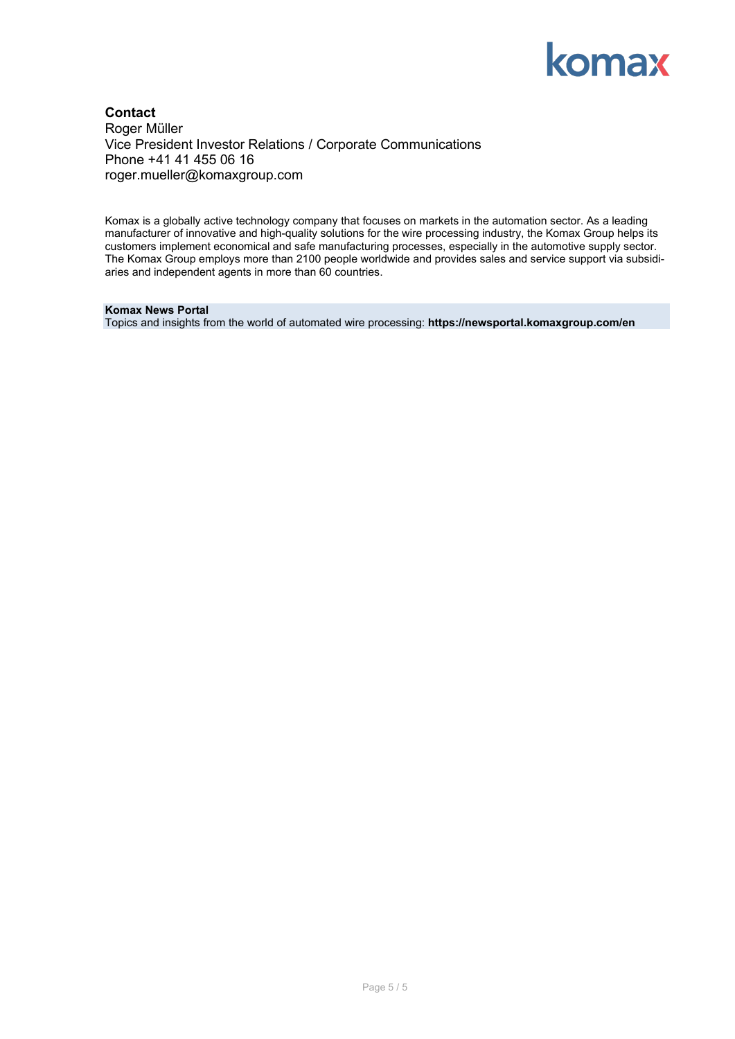**Contact**
Roger Müller
Vice President Investor Relations / Corporate Communications
Phone +41 41 455 06 16
roger.mueller@komaxgroup.com

Komax is a globally active technology company that focuses on markets in the automation sector. As a leading manufacturer of innovative and high-quality solutions for the wire processing industry, the Komax Group helps its customers implement economical and safe manufacturing processes, especially in the automotive supply sector. The Komax Group employs more than 2100 people worldwide and provides sales and service support via subsidiaries and independent agents in more than 60 countries.

**Komax News Portal**
Topics and insights from the world of automated wire processing: **https://newsportal.komaxgroup.com/en**